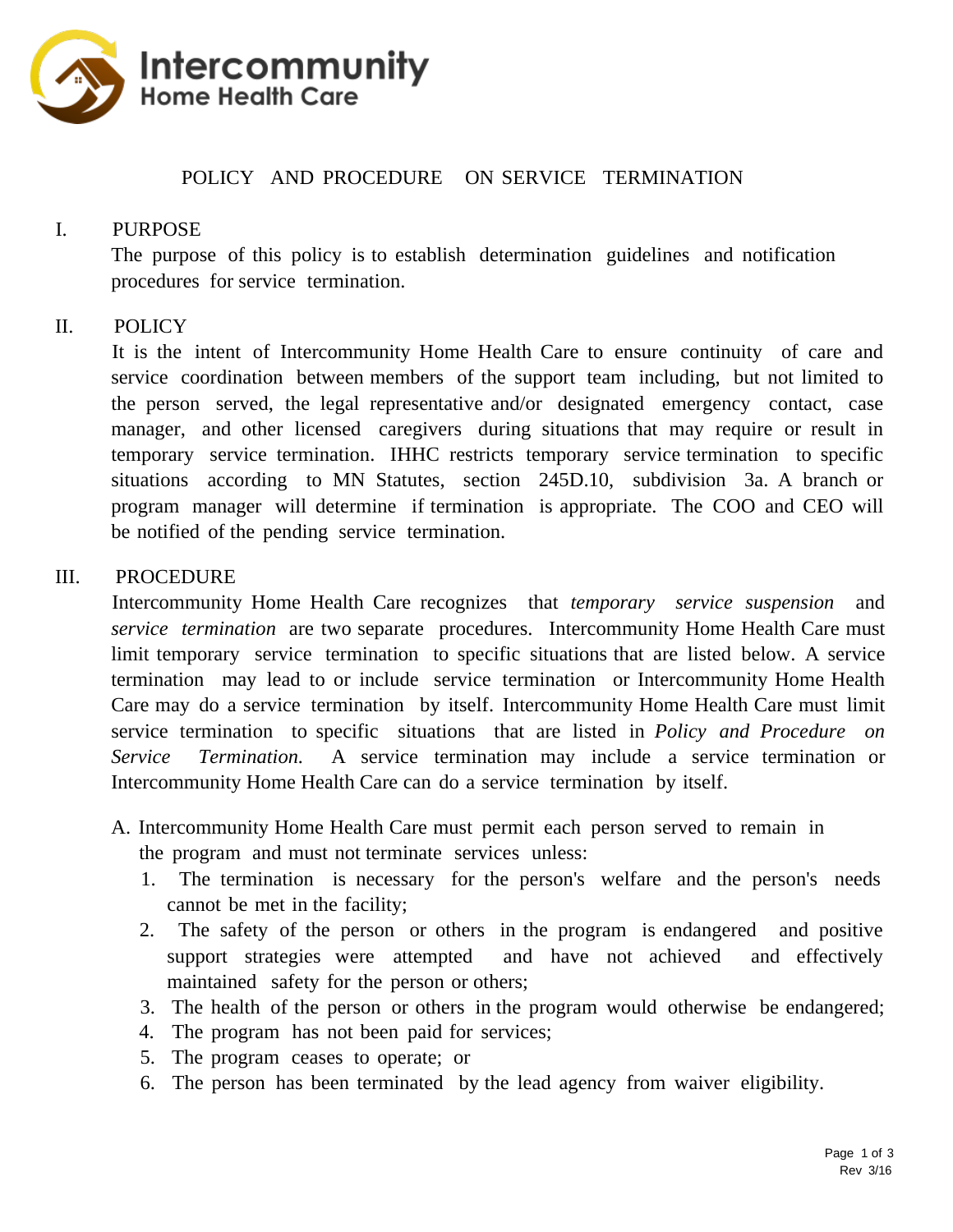Intercommunity Home Health Care

# POLICY AND PROCEDURE ON SERVICE TERMINATION

## I. PURPOSE

The purpose of this policy is to establish determination guidelines and notification procedures for service termination.

## II. POLICY

It is the intent of Intercommunity Home Health Care to ensure continuity of care and service coordination between members of the support team including, but not limited to the person served, the legal representative and/or designated emergency contact, case manager, and other licensed caregivers during situations that may require or result in temporary service termination. IHHC restricts temporary service termination to specific situations according to MN Statutes, section 245D.10, subdivision 3a. A branch or program manager will determine if termination is appropriate. The COO and CEO will be notified of the pending service termination.

## III. PROCEDURE

Intercommunity Home Health Care recognizes that *temporary service suspension* and *service termination* are two separate procedures. Intercommunity Home Health Care must limit temporary service termination to specific situations that are listed below. A service termination may lead to or include service termination or Intercommunity Home Health Care may do a service termination by itself. Intercommunity Home Health Care must limit service termination to specific situations that are listed in *Policy and Procedure on Service Termination.* A service termination may include a service termination or Intercommunity Home Health Care can do a service termination by itself.

A. Intercommunity Home Health Care must permit each person served to remain in the program and must not terminate services unless:

1. The termination is necessary for the person's welfare and the person's needs cannot be met in the facility;
2. The safety of the person or others in the program is endangered and positive support strategies were attempted and have not achieved and effectively maintained safety for the person or others;
3. The health of the person or others in the program would otherwise be endangered;
4. The program has not been paid for services;
5. The program ceases to operate; or
6. The person has been terminated by the lead agency from waiver eligibility.

Rev 3/16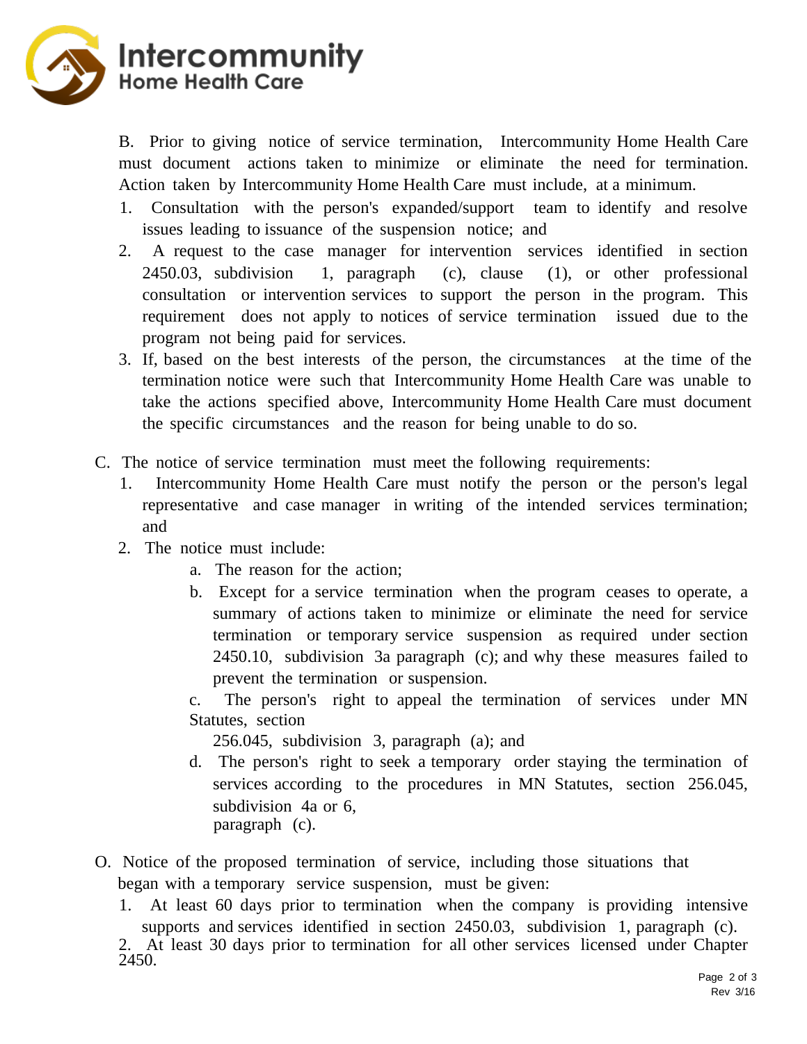B. Prior to giving notice of service termination, Intercommunity Home Health Care must document actions taken to minimize or eliminate the need for termination. Action taken by Intercommunity Home Health Care must include, at a minimum.

1. Consultation with the person's expanded/support team to identify and resolve issues leading to issuance of the suspension notice; and
2. A request to the case manager for intervention services identified in section 2450.03, subdivision 1, paragraph (c), clause (1), or other professional consultation or intervention services to support the person in the program. This requirement does not apply to notices of service termination issued due to the program not being paid for services.
3. If, based on the best interests of the person, the circumstances at the time of the termination notice were such that Intercommunity Home Health Care was unable to take the actions specified above, Intercommunity Home Health Care must document the specific circumstances and the reason for being unable to do so.

C. The notice of service termination must meet the following requirements:

1. Intercommunity Home Health Care must notify the person or the person's legal representative and case manager in writing of the intended services termination; and
2. The notice must include:
   a. The reason for the action;
   b. Except for a service termination when the program ceases to operate, a summary of actions taken to minimize or eliminate the need for service termination or temporary service suspension as required under section 2450.10, subdivision 3a paragraph (c); and why these measures failed to prevent the termination or suspension.
   c. The person's right to appeal the termination of services under MN Statutes, section 256.045, subdivision 3, paragraph (a); and
   d. The person's right to seek a temporary order staying the termination of services according to the procedures in MN Statutes, section 256.045, subdivision 4a or 6, paragraph (c).

O. Notice of the proposed termination of service, including those situations that began with a temporary service suspension, must be given:

1. At least 60 days prior to termination when the company is providing intensive supports and services identified in section 2450.03, subdivision 1, paragraph (c).
2. At least 30 days prior to termination for all other services licensed under Chapter 2450.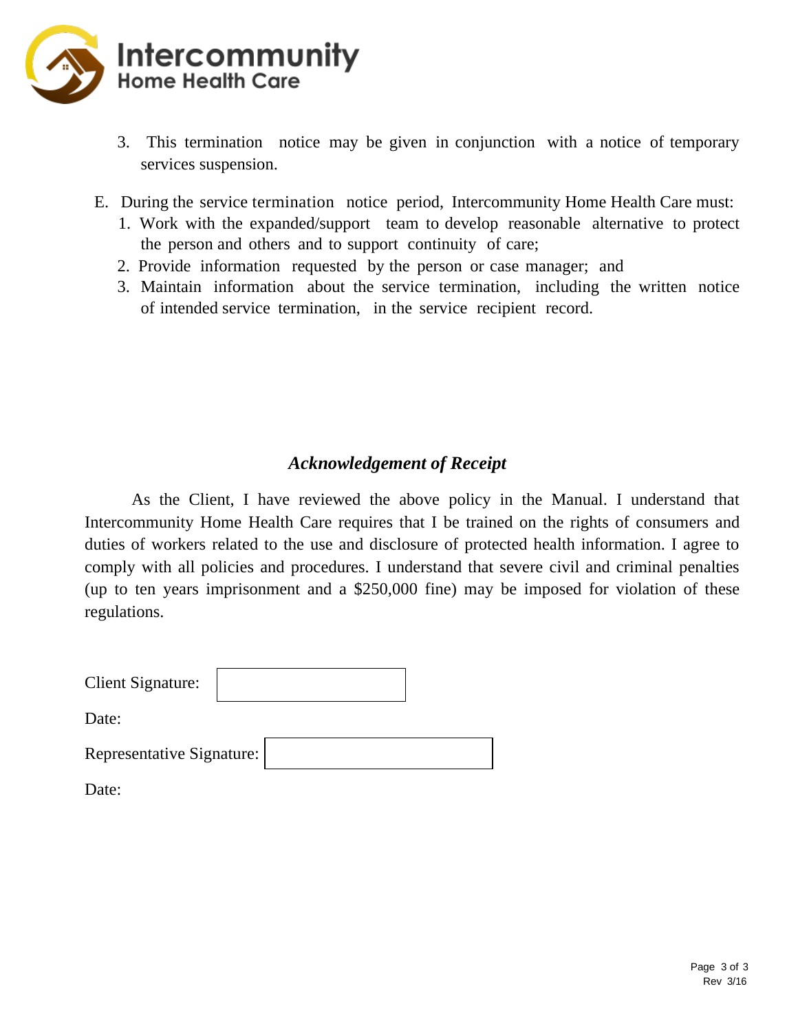3. This termination notice may be given in conjunction with a notice of temporary services suspension.

E. During the service termination notice period, Intercommunity Home Health Care must:
   1. Work with the expanded/support team to develop reasonable alternative to protect the person and others and to support continuity of care;
   2. Provide information requested by the person or case manager; and
   3. Maintain information about the service termination, including the written notice of intended service termination, in the service recipient record.

## *Acknowledgement of Receipt*

As the Client, I have reviewed the above policy in the Manual. I understand that Intercommunity Home Health Care requires that I be trained on the rights of consumers and duties of workers related to the use and disclosure of protected health information. I agree to comply with all policies and procedures. I understand that severe civil and criminal penalties (up to ten years imprisonment and a $250,000 fine) may be imposed for violation of these regulations.

Client Signature:

Date:

Representative Signature:

Date: